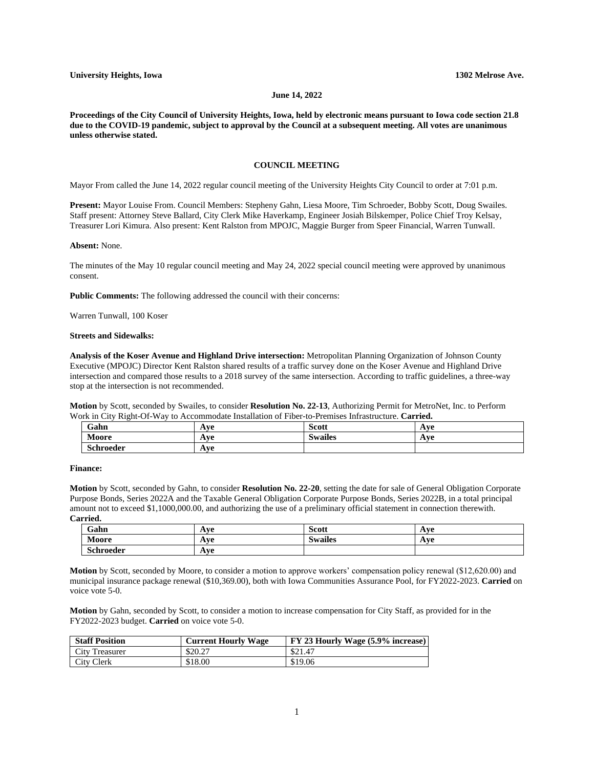**University Heights, Iowa** **1302 Melrose Ave.**

**June 14, 2022**

**Proceedings of the City Council of University Heights, Iowa, held by electronic means pursuant to Iowa code section 21.8 due to the COVID-19 pandemic, subject to approval by the Council at a subsequent meeting. All votes are unanimous unless otherwise stated.**

## COUNCIL MEETING

Mayor From called the June 14, 2022 regular council meeting of the University Heights City Council to order at 7:01 p.m.

**Present:** Mayor Louise From. Council Members: Stepheny Gahn, Liesa Moore, Tim Schroeder, Bobby Scott, Doug Swailes. Staff present: Attorney Steve Ballard, City Clerk Mike Haverkamp, Engineer Josiah Bilskemper, Police Chief Troy Kelsay, Treasurer Lori Kimura. Also present: Kent Ralston from MPOJC, Maggie Burger from Speer Financial, Warren Tunwall.

**Absent:** None.

The minutes of the May 10 regular council meeting and May 24, 2022 special council meeting were approved by unanimous consent.

**Public Comments:** The following addressed the council with their concerns:

Warren Tunwall, 100 Koser

**Streets and Sidewalks:**

**Analysis of the Koser Avenue and Highland Drive intersection:** Metropolitan Planning Organization of Johnson County Executive (MPOJC) Director Kent Ralston shared results of a traffic survey done on the Koser Avenue and Highland Drive intersection and compared those results to a 2018 survey of the same intersection. According to traffic guidelines, a three-way stop at the intersection is not recommended.

**Motion** by Scott, seconded by Swailes, to consider **Resolution No. 22-13**, Authorizing Permit for MetroNet, Inc. to Perform Work in City Right-Of-Way to Accommodate Installation of Fiber-to-Premises Infrastructure. **Carried.**

| **Gahn** | **Aye** | **Scott** | **Aye** |
|---|---|---|---|
| **Moore** | **Aye** | **Swailes** | **Aye** |
| **Schroeder** | **Aye** | | |

**Finance:**

**Motion** by Scott, seconded by Gahn, to consider **Resolution No. 22-20**, setting the date for sale of General Obligation Corporate Purpose Bonds, Series 2022A and the Taxable General Obligation Corporate Purpose Bonds, Series 2022B, in a total principal amount not to exceed $1,1000,000.00, and authorizing the use of a preliminary official statement in connection therewith. **Carried.**

| **Gahn** | **Aye** | **Scott** | **Aye** |
|---|---|---|---|
| **Moore** | **Aye** | **Swailes** | **Aye** |
| **Schroeder** | **Aye** | | |

**Motion** by Scott, seconded by Moore, to consider a motion to approve workers' compensation policy renewal ($12,620.00) and municipal insurance package renewal ($10,369.00), both with Iowa Communities Assurance Pool, for FY2022-2023. **Carried** on voice vote 5-0.

**Motion** by Gahn, seconded by Scott, to consider a motion to increase compensation for City Staff, as provided for in the FY2022-2023 budget. **Carried** on voice vote 5-0.

| **Staff Position** | **Current Hourly Wage** | **FY 23 Hourly Wage (5.9% increase)** |
|---|---|---|
| City Treasurer | $20.27 | $21.47 |
| City Clerk | $18.00 | $19.06 |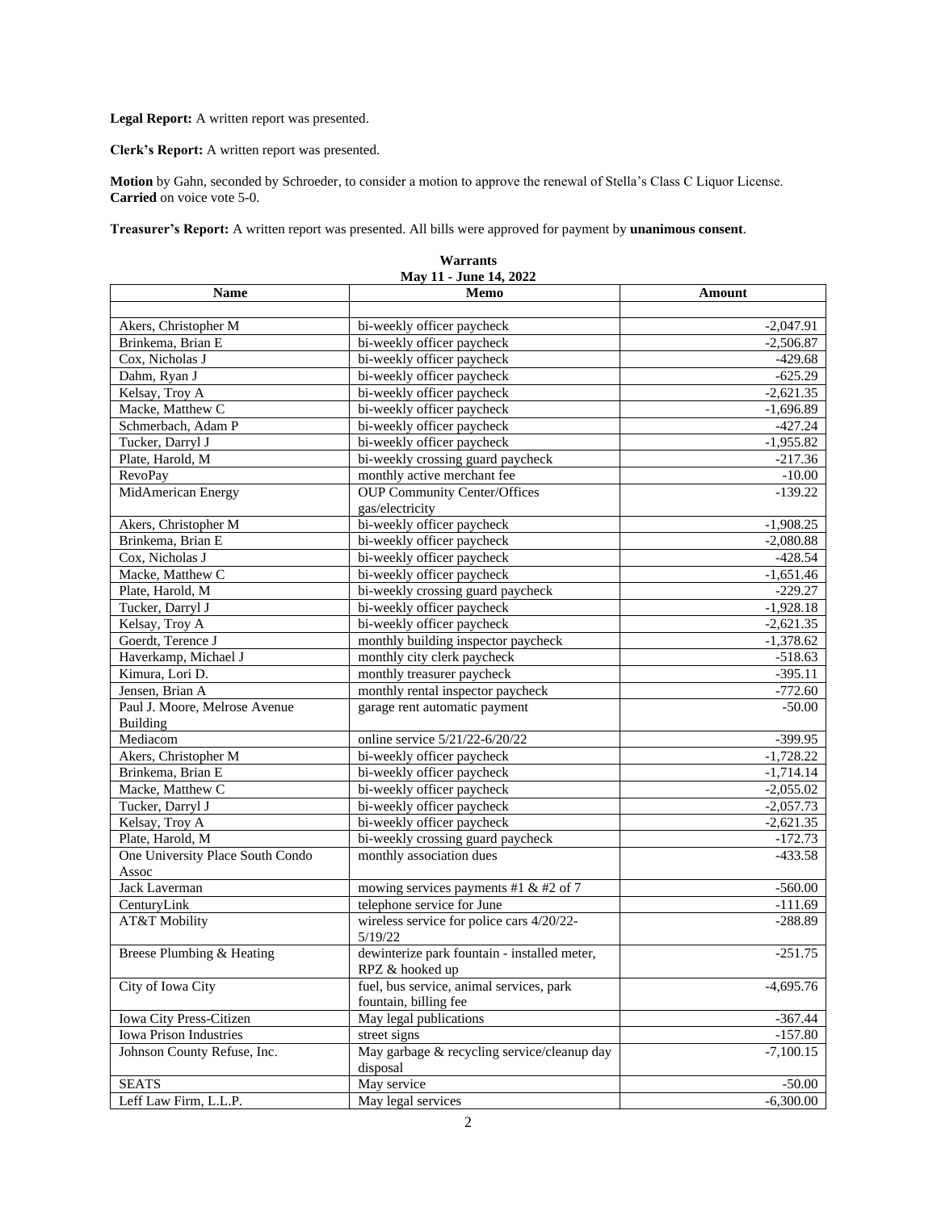**Legal Report:** A written report was presented.

**Clerk's Report:** A written report was presented.

**Motion** by Gahn, seconded by Schroeder, to consider a motion to approve the renewal of Stella's Class C Liquor License. **Carried** on voice vote 5-0.

**Treasurer's Report:** A written report was presented. All bills were approved for payment by **unanimous consent**.

**Warrants**
**May 11 - June 14, 2022**

| Name | Memo | Amount |
|---|---|---|
| | | |
| Akers, Christopher M | bi-weekly officer paycheck | -2,047.91 |
| Brinkema, Brian E | bi-weekly officer paycheck | -2,506.87 |
| Cox, Nicholas J | bi-weekly officer paycheck | -429.68 |
| Dahm, Ryan J | bi-weekly officer paycheck | -625.29 |
| Kelsay, Troy A | bi-weekly officer paycheck | -2,621.35 |
| Macke, Matthew C | bi-weekly officer paycheck | -1,696.89 |
| Schmerbach, Adam P | bi-weekly officer paycheck | -427.24 |
| Tucker, Darryl J | bi-weekly officer paycheck | -1,955.82 |
| Plate, Harold, M | bi-weekly crossing guard paycheck | -217.36 |
| RevoPay | monthly active merchant fee | -10.00 |
| MidAmerican Energy | OUP Community Center/Offices gas/electricity | -139.22 |
| Akers, Christopher M | bi-weekly officer paycheck | -1,908.25 |
| Brinkema, Brian E | bi-weekly officer paycheck | -2,080.88 |
| Cox, Nicholas J | bi-weekly officer paycheck | -428.54 |
| Macke, Matthew C | bi-weekly officer paycheck | -1,651.46 |
| Plate, Harold, M | bi-weekly crossing guard paycheck | -229.27 |
| Tucker, Darryl J | bi-weekly officer paycheck | -1,928.18 |
| Kelsay, Troy A | bi-weekly officer paycheck | -2,621.35 |
| Goerdt, Terence J | monthly building inspector paycheck | -1,378.62 |
| Haverkamp, Michael J | monthly city clerk paycheck | -518.63 |
| Kimura, Lori D. | monthly treasurer paycheck | -395.11 |
| Jensen, Brian A | monthly rental inspector paycheck | -772.60 |
| Paul J. Moore, Melrose Avenue Building | garage rent automatic payment | -50.00 |
| Mediacom | online service 5/21/22-6/20/22 | -399.95 |
| Akers, Christopher M | bi-weekly officer paycheck | -1,728.22 |
| Brinkema, Brian E | bi-weekly officer paycheck | -1,714.14 |
| Macke, Matthew C | bi-weekly officer paycheck | -2,055.02 |
| Tucker, Darryl J | bi-weekly officer paycheck | -2,057.73 |
| Kelsay, Troy A | bi-weekly officer paycheck | -2,621.35 |
| Plate, Harold, M | bi-weekly crossing guard paycheck | -172.73 |
| One University Place South Condo Assoc | monthly association dues | -433.58 |
| Jack Laverman | mowing services payments #1 & #2 of 7 | -560.00 |
| CenturyLink | telephone service for June | -111.69 |
| AT&T Mobility | wireless service for police cars 4/20/22-5/19/22 | -288.89 |
| Breese Plumbing & Heating | dewinterize park fountain - installed meter, RPZ & hooked up | -251.75 |
| City of Iowa City | fuel, bus service, animal services, park fountain, billing fee | -4,695.76 |
| Iowa City Press-Citizen | May legal publications | -367.44 |
| Iowa Prison Industries | street signs | -157.80 |
| Johnson County Refuse, Inc. | May garbage & recycling service/cleanup day disposal | -7,100.15 |
| SEATS | May service | -50.00 |
| Leff Law Firm, L.L.P. | May legal services | -6,300.00 |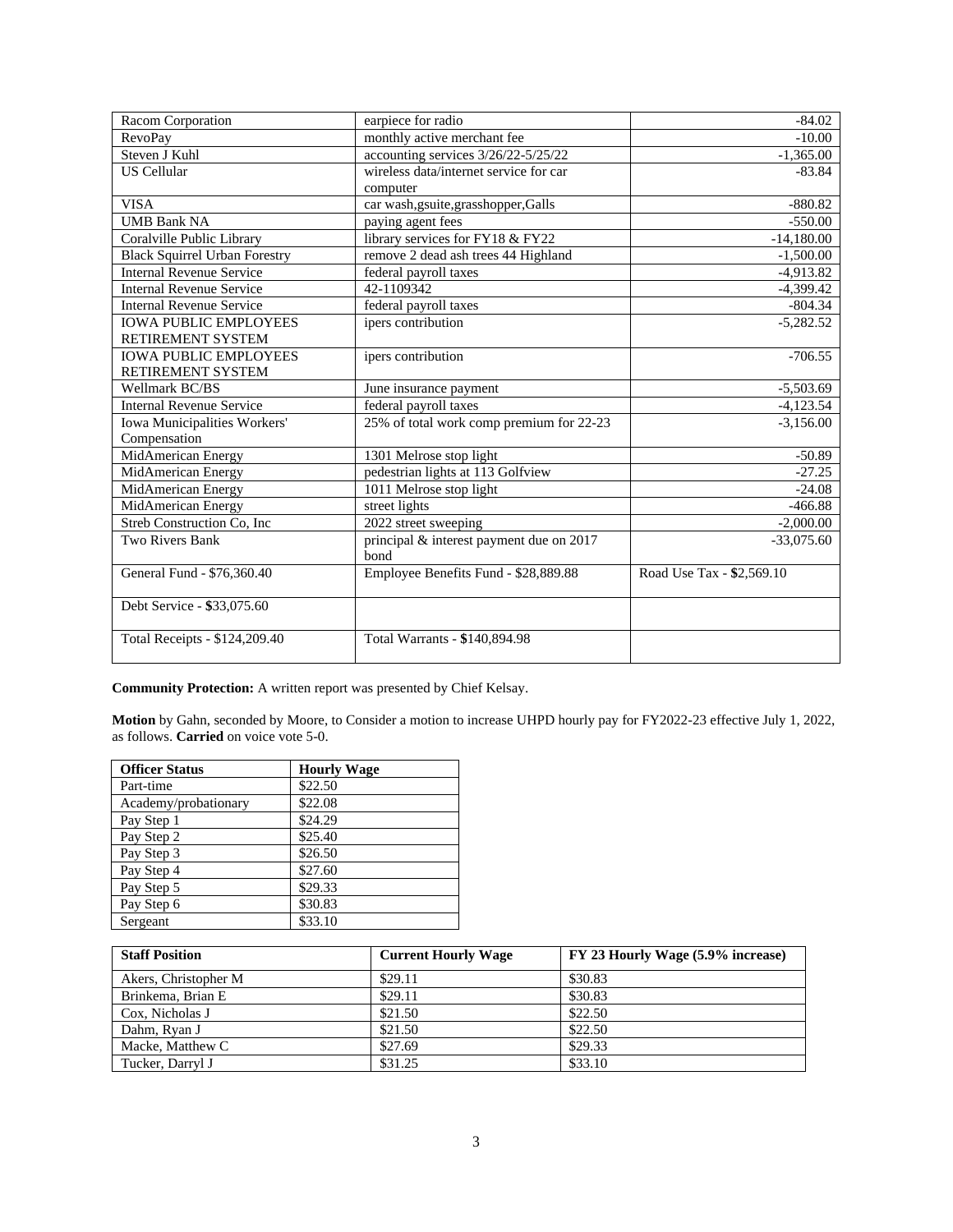| | | |
|---|---|---|
| Racom Corporation | earpiece for radio | -84.02 |
| RevoPay | monthly active merchant fee | -10.00 |
| Steven J Kuhl | accounting services 3/26/22-5/25/22 | -1,365.00 |
| US Cellular | wireless data/internet service for car computer | -83.84 |
| VISA | car wash,gsuite,grasshopper,Galls | -880.82 |
| UMB Bank NA | paying agent fees | -550.00 |
| Coralville Public Library | library services for FY18 & FY22 | -14,180.00 |
| Black Squirrel Urban Forestry | remove 2 dead ash trees 44 Highland | -1,500.00 |
| Internal Revenue Service | federal payroll taxes | -4,913.82 |
| Internal Revenue Service | 42-1109342 | -4,399.42 |
| Internal Revenue Service | federal payroll taxes | -804.34 |
| IOWA PUBLIC EMPLOYEES RETIREMENT SYSTEM | ipers contribution | -5,282.52 |
| IOWA PUBLIC EMPLOYEES RETIREMENT SYSTEM | ipers contribution | -706.55 |
| Wellmark BC/BS | June insurance payment | -5,503.69 |
| Internal Revenue Service | federal payroll taxes | -4,123.54 |
| Iowa Municipalities Workers' Compensation | 25% of total work comp premium for 22-23 | -3,156.00 |
| MidAmerican Energy | 1301 Melrose stop light | -50.89 |
| MidAmerican Energy | pedestrian lights at 113 Golfview | -27.25 |
| MidAmerican Energy | 1011 Melrose stop light | -24.08 |
| MidAmerican Energy | street lights | -466.88 |
| Streb Construction Co, Inc | 2022 street sweeping | -2,000.00 |
| Two Rivers Bank | principal & interest payment due on 2017 bond | -33,075.60 |
| General Fund - $76,360.40 | Employee Benefits Fund - $28,889.88 | Road Use Tax - $2,569.10 |
| Debt Service - $33,075.60 | | |
| Total Receipts - $124,209.40 | Total Warrants - $140,894.98 | |

**Community Protection:** A written report was presented by Chief Kelsay.

**Motion** by Gahn, seconded by Moore, to Consider a motion to increase UHPD hourly pay for FY2022-23 effective July 1, 2022, as follows. **Carried** on voice vote 5-0.

| Officer Status | Hourly Wage |
|---|---|
| Part-time | $22.50 |
| Academy/probationary | $22.08 |
| Pay Step 1 | $24.29 |
| Pay Step 2 | $25.40 |
| Pay Step 3 | $26.50 |
| Pay Step 4 | $27.60 |
| Pay Step 5 | $29.33 |
| Pay Step 6 | $30.83 |
| Sergeant | $33.10 |

| Staff Position | Current Hourly Wage | FY 23 Hourly Wage (5.9% increase) |
|---|---|---|
| Akers, Christopher M | $29.11 | $30.83 |
| Brinkema, Brian E | $29.11 | $30.83 |
| Cox, Nicholas J | $21.50 | $22.50 |
| Dahm, Ryan J | $21.50 | $22.50 |
| Macke, Matthew C | $27.69 | $29.33 |
| Tucker, Darryl J | $31.25 | $33.10 |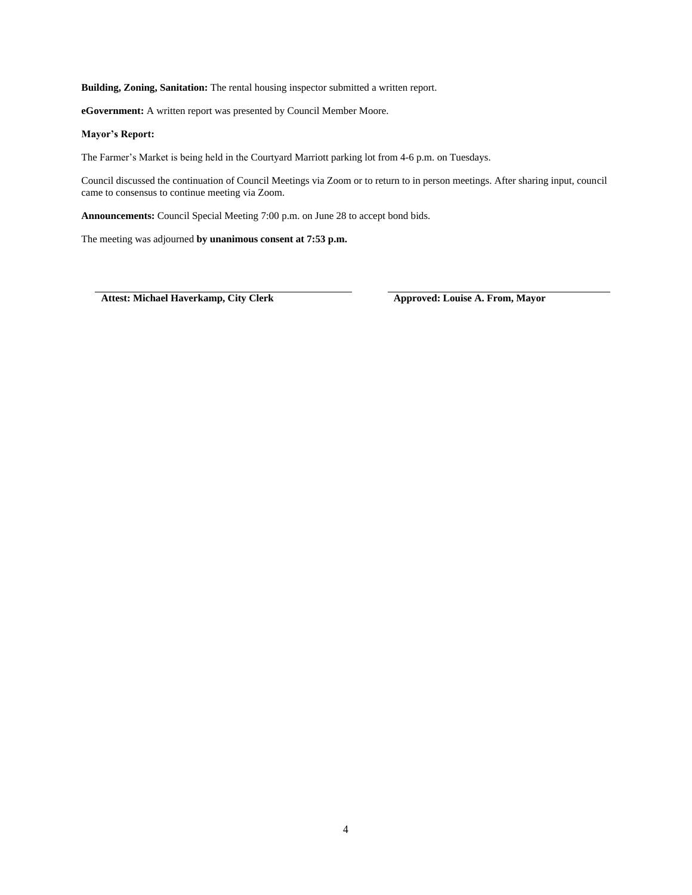**Building, Zoning, Sanitation:** The rental housing inspector submitted a written report.

**eGovernment:** A written report was presented by Council Member Moore.

**Mayor's Report:**

The Farmer's Market is being held in the Courtyard Marriott parking lot from 4-6 p.m. on Tuesdays.

Council discussed the continuation of Council Meetings via Zoom or to return to in person meetings. After sharing input, council came to consensus to continue meeting via Zoom.

**Announcements:** Council Special Meeting 7:00 p.m. on June 28 to accept bond bids.

The meeting was adjourned **by unanimous consent at 7:53 p.m.**

**Attest: Michael Haverkamp, City Clerk**

**Approved: Louise A. From, Mayor**